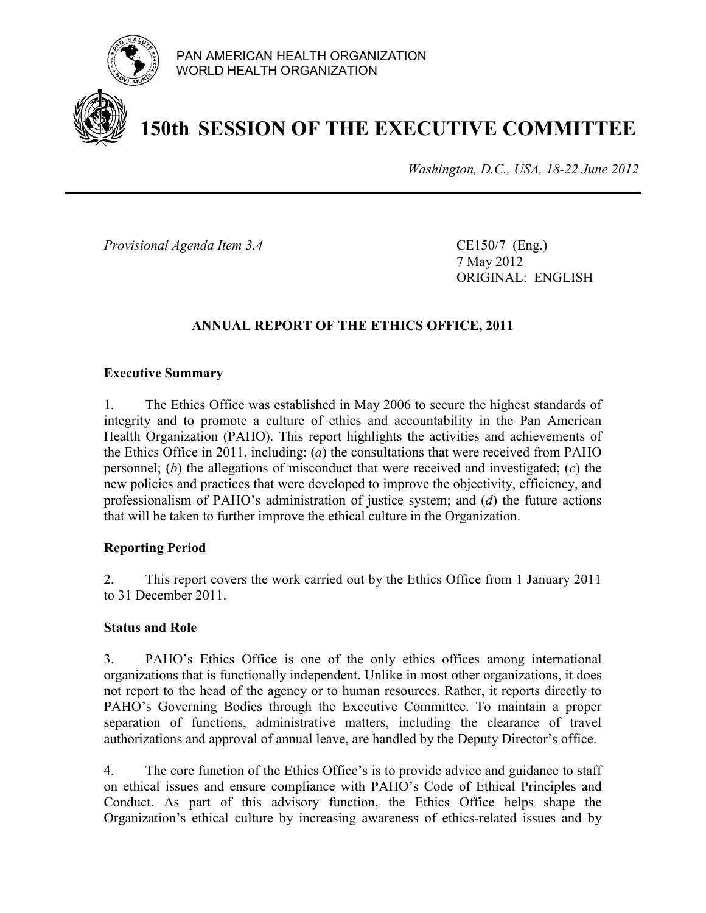PAN AMERICAN HEALTH ORGANIZATION
WORLD HEALTH ORGANIZATION

# 150th SESSION OF THE EXECUTIVE COMMITTEE

*Washington, D.C., USA, 18-22 June 2012*

*Provisional Agenda Item 3.4*

CE150/7 (Eng.)
7 May 2012
ORIGINAL: ENGLISH

## ANNUAL REPORT OF THE ETHICS OFFICE, 2011

### Executive Summary

1. The Ethics Office was established in May 2006 to secure the highest standards of integrity and to promote a culture of ethics and accountability in the Pan American Health Organization (PAHO). This report highlights the activities and achievements of the Ethics Office in 2011, including: (*a*) the consultations that were received from PAHO personnel; (*b*) the allegations of misconduct that were received and investigated; (*c*) the new policies and practices that were developed to improve the objectivity, efficiency, and professionalism of PAHO's administration of justice system; and (*d*) the future actions that will be taken to further improve the ethical culture in the Organization.

### Reporting Period

2. This report covers the work carried out by the Ethics Office from 1 January 2011 to 31 December 2011.

### Status and Role

3. PAHO's Ethics Office is one of the only ethics offices among international organizations that is functionally independent. Unlike in most other organizations, it does not report to the head of the agency or to human resources. Rather, it reports directly to PAHO's Governing Bodies through the Executive Committee. To maintain a proper separation of functions, administrative matters, including the clearance of travel authorizations and approval of annual leave, are handled by the Deputy Director's office.

4. The core function of the Ethics Office's is to provide advice and guidance to staff on ethical issues and ensure compliance with PAHO's Code of Ethical Principles and Conduct. As part of this advisory function, the Ethics Office helps shape the Organization's ethical culture by increasing awareness of ethics-related issues and by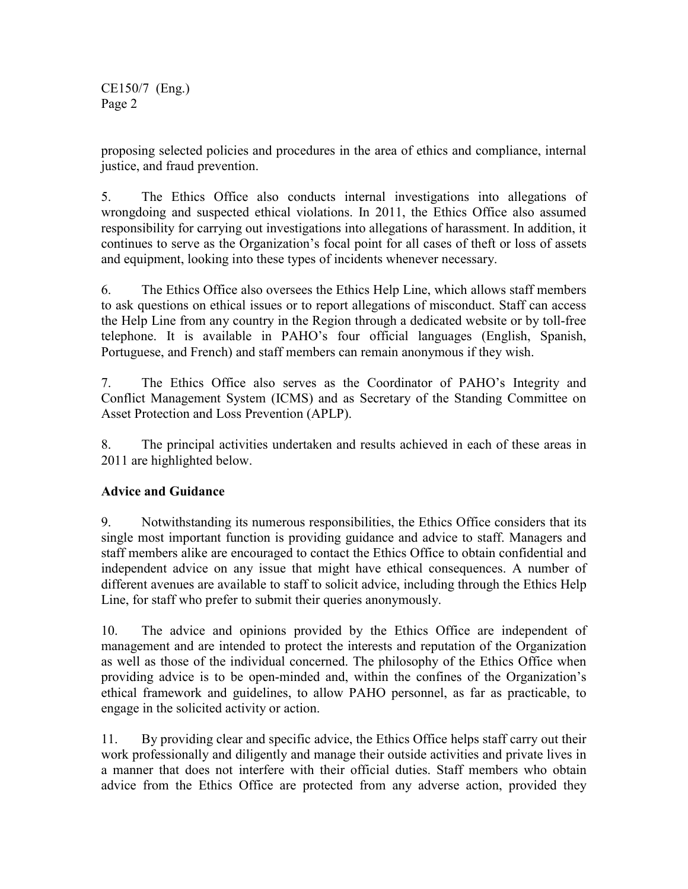proposing selected policies and procedures in the area of ethics and compliance, internal justice, and fraud prevention.

5. The Ethics Office also conducts internal investigations into allegations of wrongdoing and suspected ethical violations. In 2011, the Ethics Office also assumed responsibility for carrying out investigations into allegations of harassment. In addition, it continues to serve as the Organization's focal point for all cases of theft or loss of assets and equipment, looking into these types of incidents whenever necessary.

6. The Ethics Office also oversees the Ethics Help Line, which allows staff members to ask questions on ethical issues or to report allegations of misconduct. Staff can access the Help Line from any country in the Region through a dedicated website or by toll-free telephone. It is available in PAHO's four official languages (English, Spanish, Portuguese, and French) and staff members can remain anonymous if they wish.

7. The Ethics Office also serves as the Coordinator of PAHO's Integrity and Conflict Management System (ICMS) and as Secretary of the Standing Committee on Asset Protection and Loss Prevention (APLP).

8. The principal activities undertaken and results achieved in each of these areas in 2011 are highlighted below.

**Advice and Guidance**

9. Notwithstanding its numerous responsibilities, the Ethics Office considers that its single most important function is providing guidance and advice to staff. Managers and staff members alike are encouraged to contact the Ethics Office to obtain confidential and independent advice on any issue that might have ethical consequences. A number of different avenues are available to staff to solicit advice, including through the Ethics Help Line, for staff who prefer to submit their queries anonymously.

10. The advice and opinions provided by the Ethics Office are independent of management and are intended to protect the interests and reputation of the Organization as well as those of the individual concerned. The philosophy of the Ethics Office when providing advice is to be open-minded and, within the confines of the Organization's ethical framework and guidelines, to allow PAHO personnel, as far as practicable, to engage in the solicited activity or action.

11. By providing clear and specific advice, the Ethics Office helps staff carry out their work professionally and diligently and manage their outside activities and private lives in a manner that does not interfere with their official duties. Staff members who obtain advice from the Ethics Office are protected from any adverse action, provided they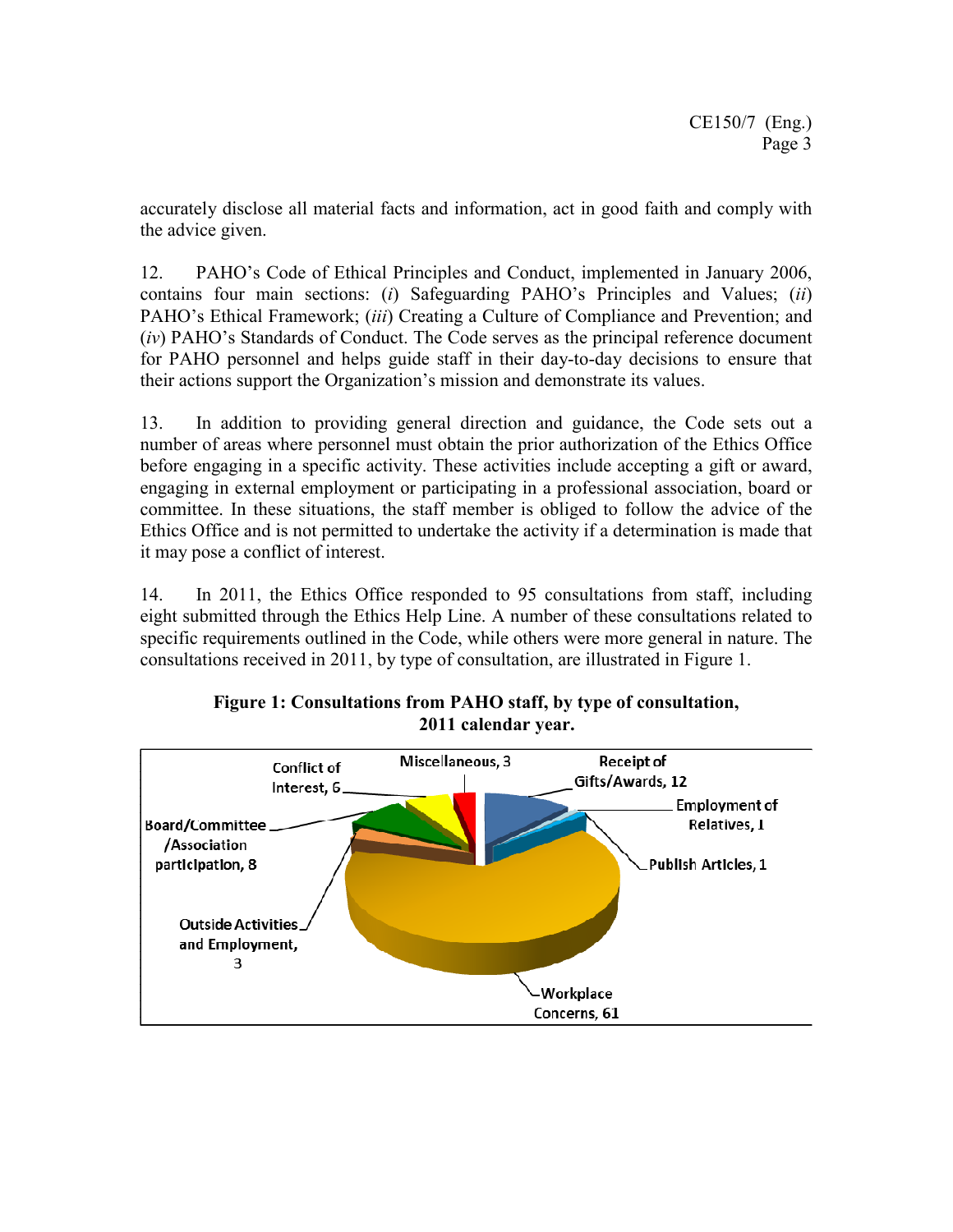accurately disclose all material facts and information, act in good faith and comply with the advice given.

12. PAHO's Code of Ethical Principles and Conduct, implemented in January 2006, contains four main sections: (*i*) Safeguarding PAHO's Principles and Values; (*ii*) PAHO's Ethical Framework; (*iii*) Creating a Culture of Compliance and Prevention; and (*iv*) PAHO's Standards of Conduct. The Code serves as the principal reference document for PAHO personnel and helps guide staff in their day-to-day decisions to ensure that their actions support the Organization's mission and demonstrate its values.

13. In addition to providing general direction and guidance, the Code sets out a number of areas where personnel must obtain the prior authorization of the Ethics Office before engaging in a specific activity. These activities include accepting a gift or award, engaging in external employment or participating in a professional association, board or committee. In these situations, the staff member is obliged to follow the advice of the Ethics Office and is not permitted to undertake the activity if a determination is made that it may pose a conflict of interest.

14. In 2011, the Ethics Office responded to 95 consultations from staff, including eight submitted through the Ethics Help Line. A number of these consultations related to specific requirements outlined in the Code, while others were more general in nature. The consultations received in 2011, by type of consultation, are illustrated in Figure 1.

**Figure 1: Consultations from PAHO staff, by type of consultation, 2011 calendar year.**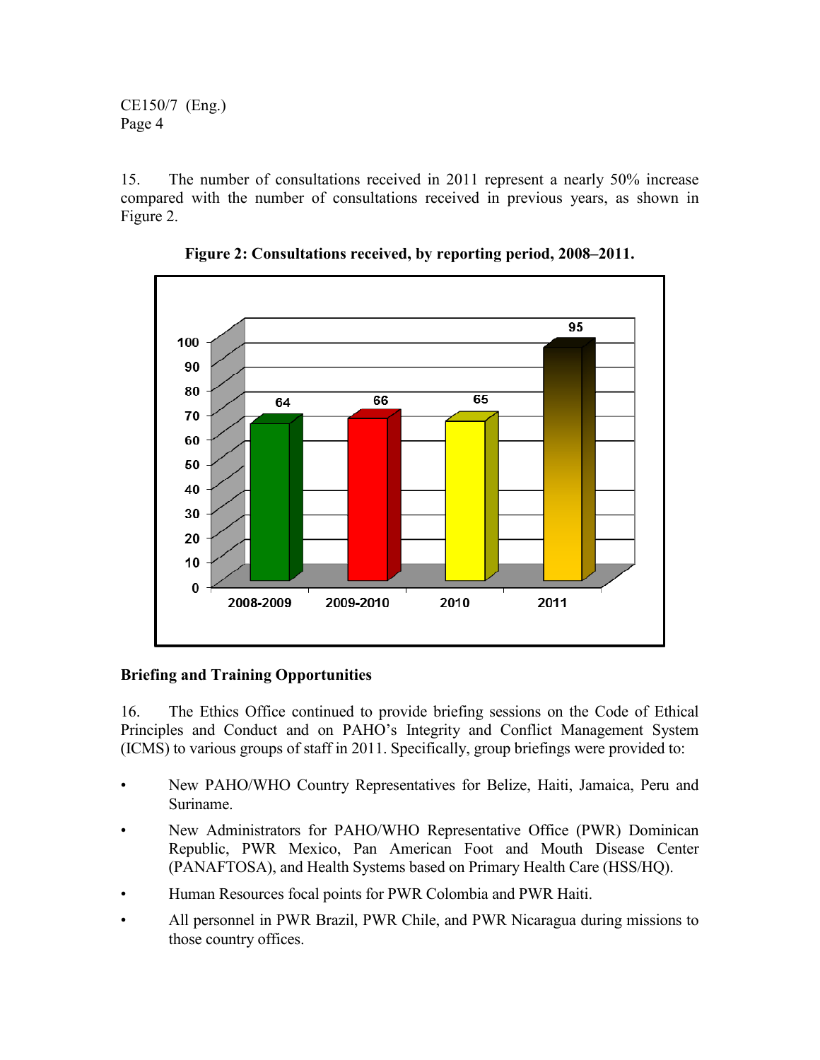15. The number of consultations received in 2011 represent a nearly 50% increase compared with the number of consultations received in previous years, as shown in Figure 2.

**Figure 2: Consultations received, by reporting period, 2008–2011.**

| Reporting period | Consultations |
| --- | --- |
| 2008-2009 | 64 |
| 2009-2010 | 66 |
| 2010 | 65 |
| 2011 | 95 |

### Briefing and Training Opportunities

16. The Ethics Office continued to provide briefing sessions on the Code of Ethical Principles and Conduct and on PAHO's Integrity and Conflict Management System (ICMS) to various groups of staff in 2011. Specifically, group briefings were provided to:

- New PAHO/WHO Country Representatives for Belize, Haiti, Jamaica, Peru and Suriname.
- New Administrators for PAHO/WHO Representative Office (PWR) Dominican Republic, PWR Mexico, Pan American Foot and Mouth Disease Center (PANAFTOSA), and Health Systems based on Primary Health Care (HSS/HQ).
- Human Resources focal points for PWR Colombia and PWR Haiti.
- All personnel in PWR Brazil, PWR Chile, and PWR Nicaragua during missions to those country offices.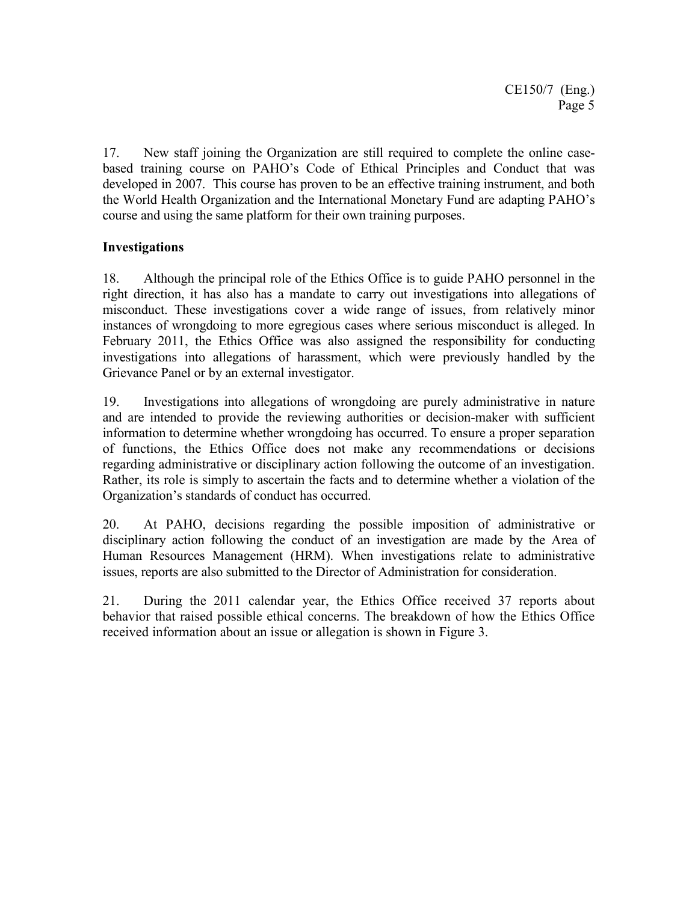17. New staff joining the Organization are still required to complete the online case-based training course on PAHO's Code of Ethical Principles and Conduct that was developed in 2007. This course has proven to be an effective training instrument, and both the World Health Organization and the International Monetary Fund are adapting PAHO's course and using the same platform for their own training purposes.

**Investigations**

18. Although the principal role of the Ethics Office is to guide PAHO personnel in the right direction, it has also has a mandate to carry out investigations into allegations of misconduct. These investigations cover a wide range of issues, from relatively minor instances of wrongdoing to more egregious cases where serious misconduct is alleged. In February 2011, the Ethics Office was also assigned the responsibility for conducting investigations into allegations of harassment, which were previously handled by the Grievance Panel or by an external investigator.

19. Investigations into allegations of wrongdoing are purely administrative in nature and are intended to provide the reviewing authorities or decision-maker with sufficient information to determine whether wrongdoing has occurred. To ensure a proper separation of functions, the Ethics Office does not make any recommendations or decisions regarding administrative or disciplinary action following the outcome of an investigation. Rather, its role is simply to ascertain the facts and to determine whether a violation of the Organization's standards of conduct has occurred.

20. At PAHO, decisions regarding the possible imposition of administrative or disciplinary action following the conduct of an investigation are made by the Area of Human Resources Management (HRM). When investigations relate to administrative issues, reports are also submitted to the Director of Administration for consideration.

21. During the 2011 calendar year, the Ethics Office received 37 reports about behavior that raised possible ethical concerns. The breakdown of how the Ethics Office received information about an issue or allegation is shown in Figure 3.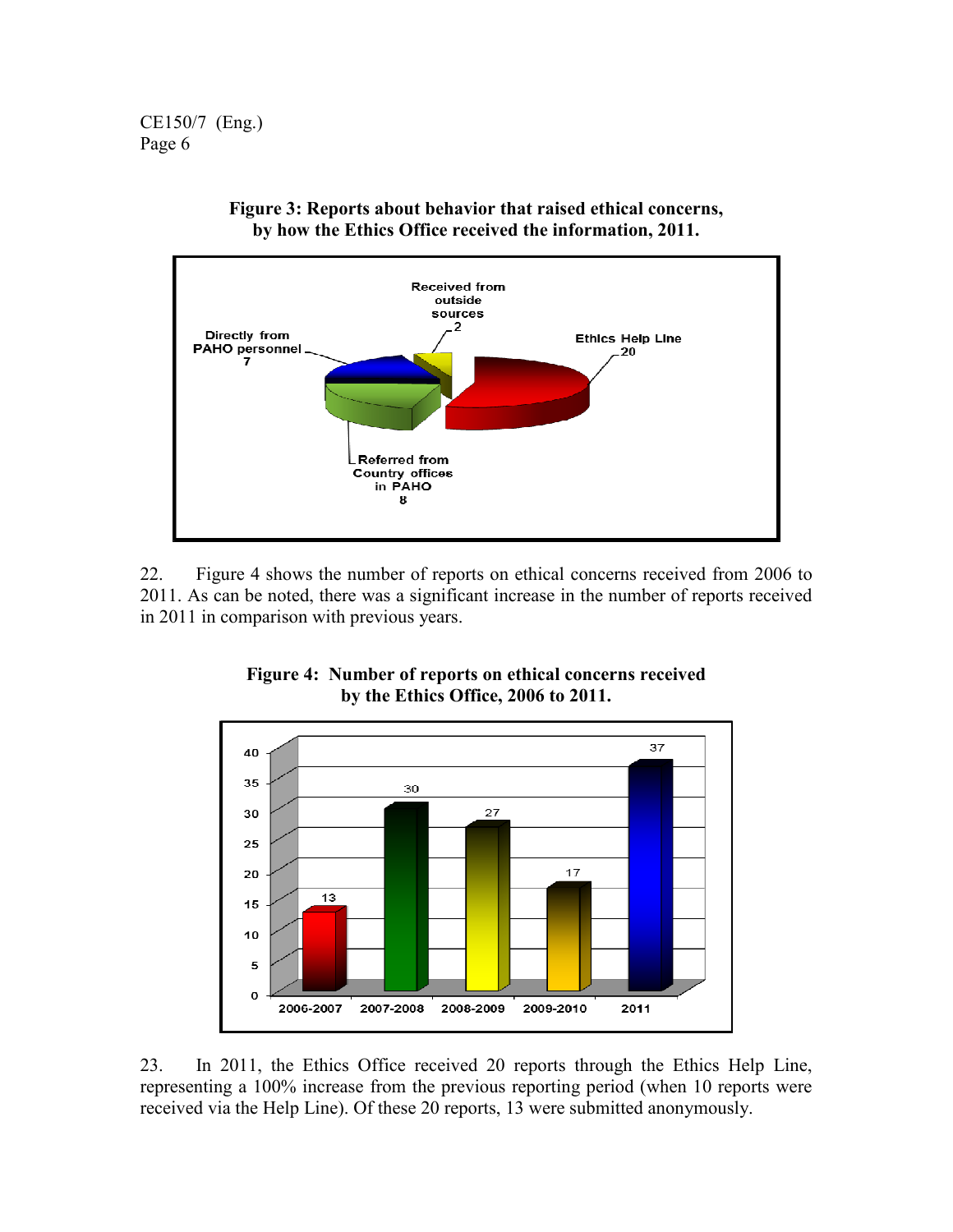**Figure 3: Reports about behavior that raised ethical concerns, by how the Ethics Office received the information, 2011.**

| Source | Number |
|---|---|
| Ethics Help Line | 20 |
| Referred from Country offices in PAHO | 8 |
| Directly from PAHO personnel | 7 |
| Received from outside sources | 2 |

22. Figure 4 shows the number of reports on ethical concerns received from 2006 to 2011. As can be noted, there was a significant increase in the number of reports received in 2011 in comparison with previous years.

**Figure 4: Number of reports on ethical concerns received by the Ethics Office, 2006 to 2011.**

| Period | Number of reports |
|---|---|
| 2006-2007 | 13 |
| 2007-2008 | 30 |
| 2008-2009 | 27 |
| 2009-2010 | 17 |
| 2011 | 37 |

23. In 2011, the Ethics Office received 20 reports through the Ethics Help Line, representing a 100% increase from the previous reporting period (when 10 reports were received via the Help Line). Of these 20 reports, 13 were submitted anonymously.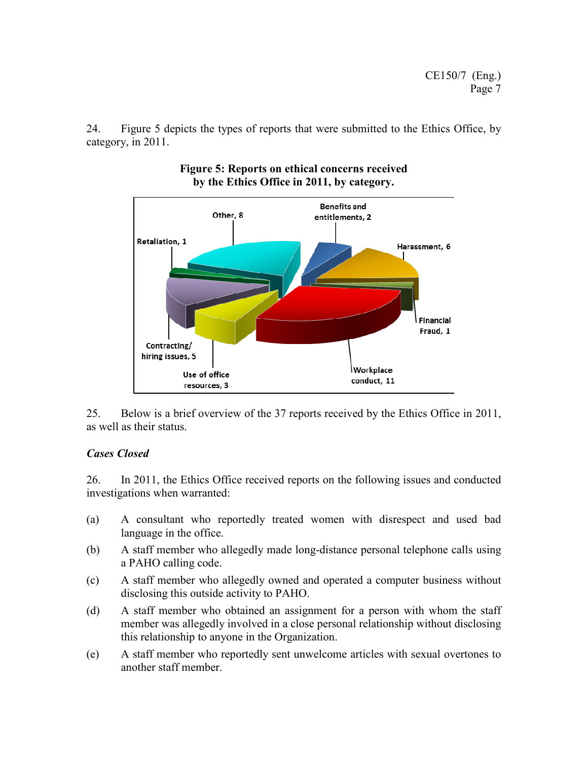24. Figure 5 depicts the types of reports that were submitted to the Ethics Office, by category, in 2011.

**Figure 5: Reports on ethical concerns received by the Ethics Office in 2011, by category.**

25. Below is a brief overview of the 37 reports received by the Ethics Office in 2011, as well as their status.

***Cases Closed***

26. In 2011, the Ethics Office received reports on the following issues and conducted investigations when warranted:

(a) A consultant who reportedly treated women with disrespect and used bad language in the office.

(b) A staff member who allegedly made long-distance personal telephone calls using a PAHO calling code.

(c) A staff member who allegedly owned and operated a computer business without disclosing this outside activity to PAHO.

(d) A staff member who obtained an assignment for a person with whom the staff member was allegedly involved in a close personal relationship without disclosing this relationship to anyone in the Organization.

(e) A staff member who reportedly sent unwelcome articles with sexual overtones to another staff member.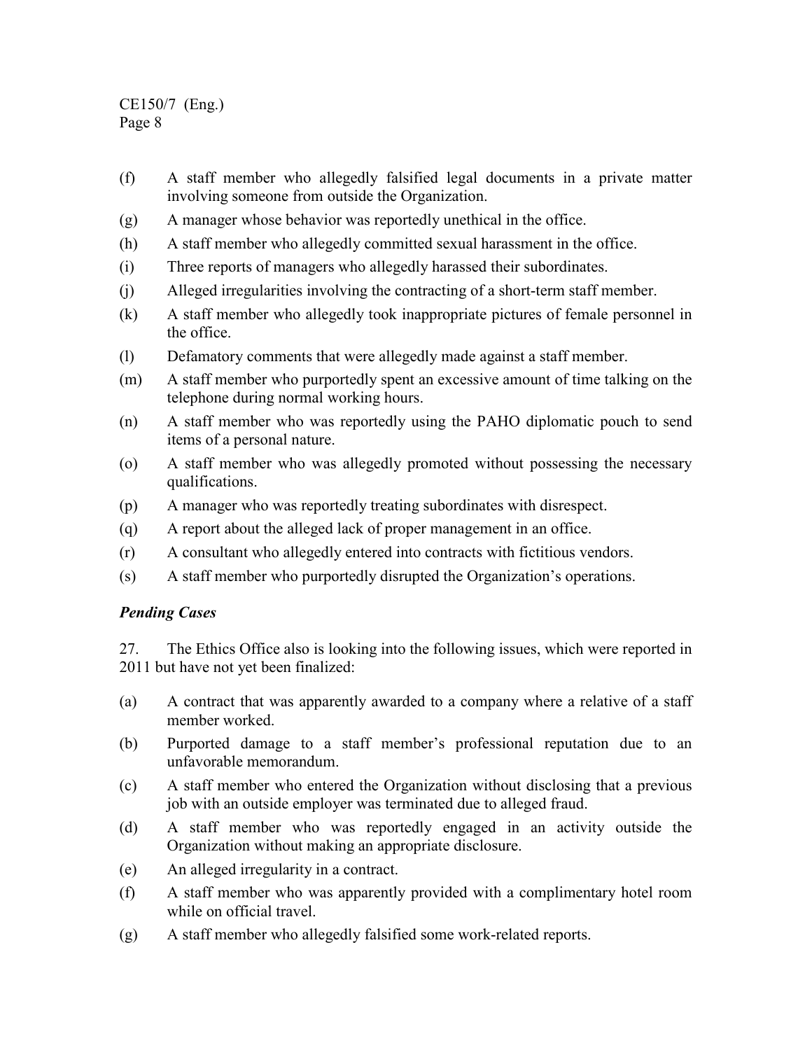(f) A staff member who allegedly falsified legal documents in a private matter involving someone from outside the Organization.

(g) A manager whose behavior was reportedly unethical in the office.

(h) A staff member who allegedly committed sexual harassment in the office.

(i) Three reports of managers who allegedly harassed their subordinates.

(j) Alleged irregularities involving the contracting of a short-term staff member.

(k) A staff member who allegedly took inappropriate pictures of female personnel in the office.

(l) Defamatory comments that were allegedly made against a staff member.

(m) A staff member who purportedly spent an excessive amount of time talking on the telephone during normal working hours.

(n) A staff member who was reportedly using the PAHO diplomatic pouch to send items of a personal nature.

(o) A staff member who was allegedly promoted without possessing the necessary qualifications.

(p) A manager who was reportedly treating subordinates with disrespect.

(q) A report about the alleged lack of proper management in an office.

(r) A consultant who allegedly entered into contracts with fictitious vendors.

(s) A staff member who purportedly disrupted the Organization's operations.

### *Pending Cases*

27. The Ethics Office also is looking into the following issues, which were reported in 2011 but have not yet been finalized:

(a) A contract that was apparently awarded to a company where a relative of a staff member worked.

(b) Purported damage to a staff member's professional reputation due to an unfavorable memorandum.

(c) A staff member who entered the Organization without disclosing that a previous job with an outside employer was terminated due to alleged fraud.

(d) A staff member who was reportedly engaged in an activity outside the Organization without making an appropriate disclosure.

(e) An alleged irregularity in a contract.

(f) A staff member who was apparently provided with a complimentary hotel room while on official travel.

(g) A staff member who allegedly falsified some work-related reports.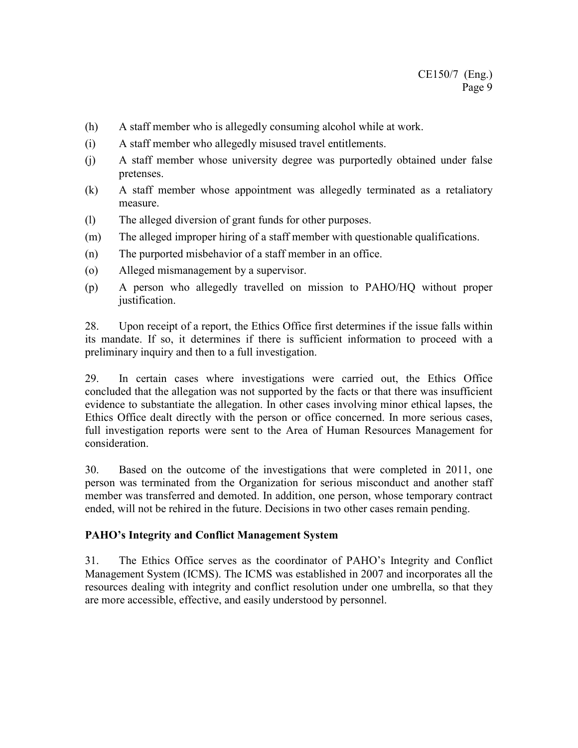(h) A staff member who is allegedly consuming alcohol while at work.

(i) A staff member who allegedly misused travel entitlements.

(j) A staff member whose university degree was purportedly obtained under false pretenses.

(k) A staff member whose appointment was allegedly terminated as a retaliatory measure.

(l) The alleged diversion of grant funds for other purposes.

(m) The alleged improper hiring of a staff member with questionable qualifications.

(n) The purported misbehavior of a staff member in an office.

(o) Alleged mismanagement by a supervisor.

(p) A person who allegedly travelled on mission to PAHO/HQ without proper justification.

28. Upon receipt of a report, the Ethics Office first determines if the issue falls within its mandate. If so, it determines if there is sufficient information to proceed with a preliminary inquiry and then to a full investigation.

29. In certain cases where investigations were carried out, the Ethics Office concluded that the allegation was not supported by the facts or that there was insufficient evidence to substantiate the allegation. In other cases involving minor ethical lapses, the Ethics Office dealt directly with the person or office concerned. In more serious cases, full investigation reports were sent to the Area of Human Resources Management for consideration.

30. Based on the outcome of the investigations that were completed in 2011, one person was terminated from the Organization for serious misconduct and another staff member was transferred and demoted. In addition, one person, whose temporary contract ended, will not be rehired in the future. Decisions in two other cases remain pending.

**PAHO's Integrity and Conflict Management System**

31. The Ethics Office serves as the coordinator of PAHO's Integrity and Conflict Management System (ICMS). The ICMS was established in 2007 and incorporates all the resources dealing with integrity and conflict resolution under one umbrella, so that they are more accessible, effective, and easily understood by personnel.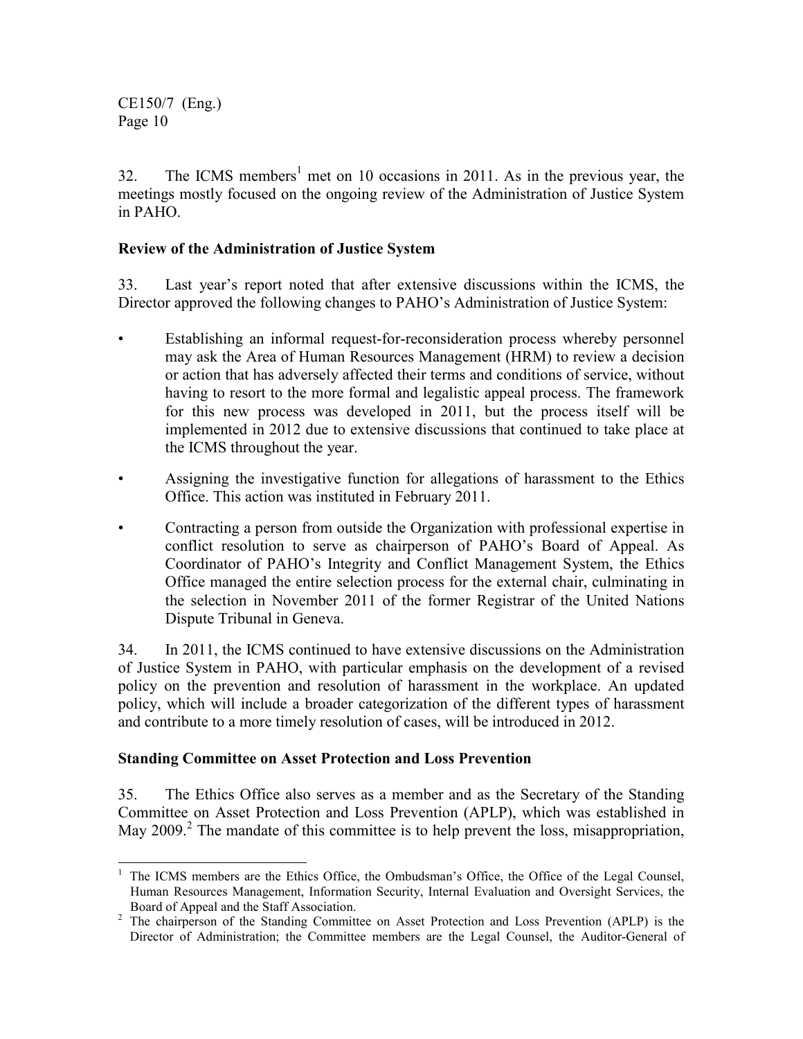32. The ICMS members[1] met on 10 occasions in 2011. As in the previous year, the meetings mostly focused on the ongoing review of the Administration of Justice System in PAHO.

**Review of the Administration of Justice System**

33. Last year's report noted that after extensive discussions within the ICMS, the Director approved the following changes to PAHO's Administration of Justice System:

- Establishing an informal request-for-reconsideration process whereby personnel may ask the Area of Human Resources Management (HRM) to review a decision or action that has adversely affected their terms and conditions of service, without having to resort to the more formal and legalistic appeal process. The framework for this new process was developed in 2011, but the process itself will be implemented in 2012 due to extensive discussions that continued to take place at the ICMS throughout the year.
- Assigning the investigative function for allegations of harassment to the Ethics Office. This action was instituted in February 2011.
- Contracting a person from outside the Organization with professional expertise in conflict resolution to serve as chairperson of PAHO's Board of Appeal. As Coordinator of PAHO's Integrity and Conflict Management System, the Ethics Office managed the entire selection process for the external chair, culminating in the selection in November 2011 of the former Registrar of the United Nations Dispute Tribunal in Geneva.

34. In 2011, the ICMS continued to have extensive discussions on the Administration of Justice System in PAHO, with particular emphasis on the development of a revised policy on the prevention and resolution of harassment in the workplace. An updated policy, which will include a broader categorization of the different types of harassment and contribute to a more timely resolution of cases, will be introduced in 2012.

**Standing Committee on Asset Protection and Loss Prevention**

35. The Ethics Office also serves as a member and as the Secretary of the Standing Committee on Asset Protection and Loss Prevention (APLP), which was established in May 2009.[2] The mandate of this committee is to help prevent the loss, misappropriation,

---

[1] The ICMS members are the Ethics Office, the Ombudsman's Office, the Office of the Legal Counsel, Human Resources Management, Information Security, Internal Evaluation and Oversight Services, the Board of Appeal and the Staff Association.

[2] The chairperson of the Standing Committee on Asset Protection and Loss Prevention (APLP) is the Director of Administration; the Committee members are the Legal Counsel, the Auditor-General of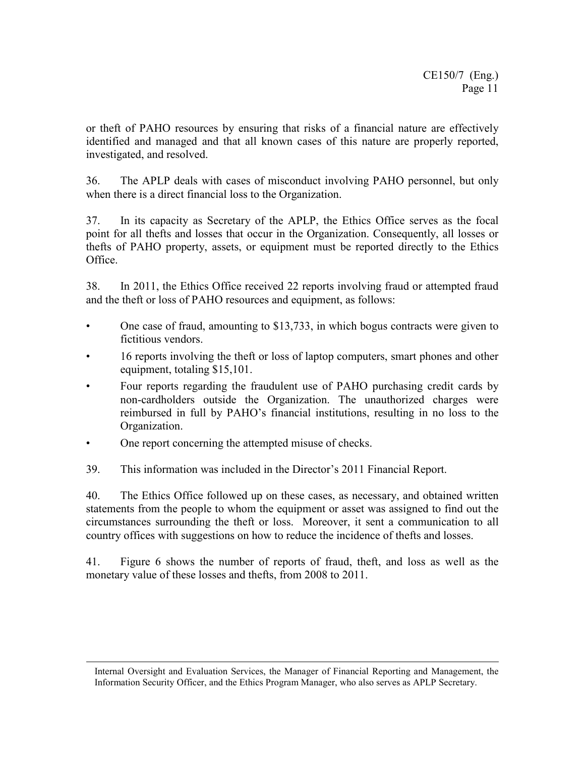or theft of PAHO resources by ensuring that risks of a financial nature are effectively identified and managed and that all known cases of this nature are properly reported, investigated, and resolved.

36. The APLP deals with cases of misconduct involving PAHO personnel, but only when there is a direct financial loss to the Organization.

37. In its capacity as Secretary of the APLP, the Ethics Office serves as the focal point for all thefts and losses that occur in the Organization. Consequently, all losses or thefts of PAHO property, assets, or equipment must be reported directly to the Ethics Office.

38. In 2011, the Ethics Office received 22 reports involving fraud or attempted fraud and the theft or loss of PAHO resources and equipment, as follows:

- One case of fraud, amounting to $13,733, in which bogus contracts were given to fictitious vendors.
- 16 reports involving the theft or loss of laptop computers, smart phones and other equipment, totaling $15,101.
- Four reports regarding the fraudulent use of PAHO purchasing credit cards by non-cardholders outside the Organization. The unauthorized charges were reimbursed in full by PAHO's financial institutions, resulting in no loss to the Organization.
- One report concerning the attempted misuse of checks.

39. This information was included in the Director's 2011 Financial Report.

40. The Ethics Office followed up on these cases, as necessary, and obtained written statements from the people to whom the equipment or asset was assigned to find out the circumstances surrounding the theft or loss. Moreover, it sent a communication to all country offices with suggestions on how to reduce the incidence of thefts and losses.

41. Figure 6 shows the number of reports of fraud, theft, and loss as well as the monetary value of these losses and thefts, from 2008 to 2011.

---

Internal Oversight and Evaluation Services, the Manager of Financial Reporting and Management, the Information Security Officer, and the Ethics Program Manager, who also serves as APLP Secretary.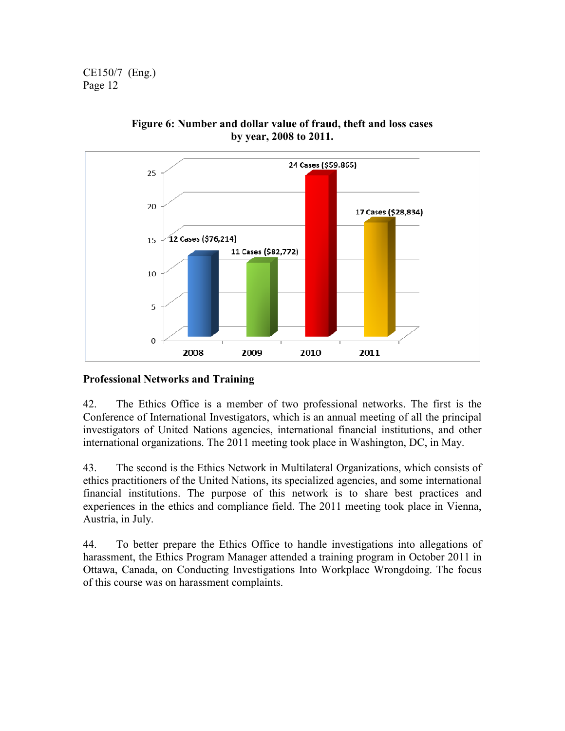**Figure 6: Number and dollar value of fraud, theft and loss cases by year, 2008 to 2011.**

| Year | Cases | Dollar value |
|---|---|---|
| 2008 | 12 Cases | ($76,214) |
| 2009 | 11 Cases | ($82,772) |
| 2010 | 24 Cases | ($59.865) |
| 2011 | 17 Cases | ($28,834) |

## Professional Networks and Training

42. The Ethics Office is a member of two professional networks. The first is the Conference of International Investigators, which is an annual meeting of all the principal investigators of United Nations agencies, international financial institutions, and other international organizations. The 2011 meeting took place in Washington, DC, in May.

43. The second is the Ethics Network in Multilateral Organizations, which consists of ethics practitioners of the United Nations, its specialized agencies, and some international financial institutions. The purpose of this network is to share best practices and experiences in the ethics and compliance field. The 2011 meeting took place in Vienna, Austria, in July.

44. To better prepare the Ethics Office to handle investigations into allegations of harassment, the Ethics Program Manager attended a training program in October 2011 in Ottawa, Canada, on Conducting Investigations Into Workplace Wrongdoing. The focus of this course was on harassment complaints.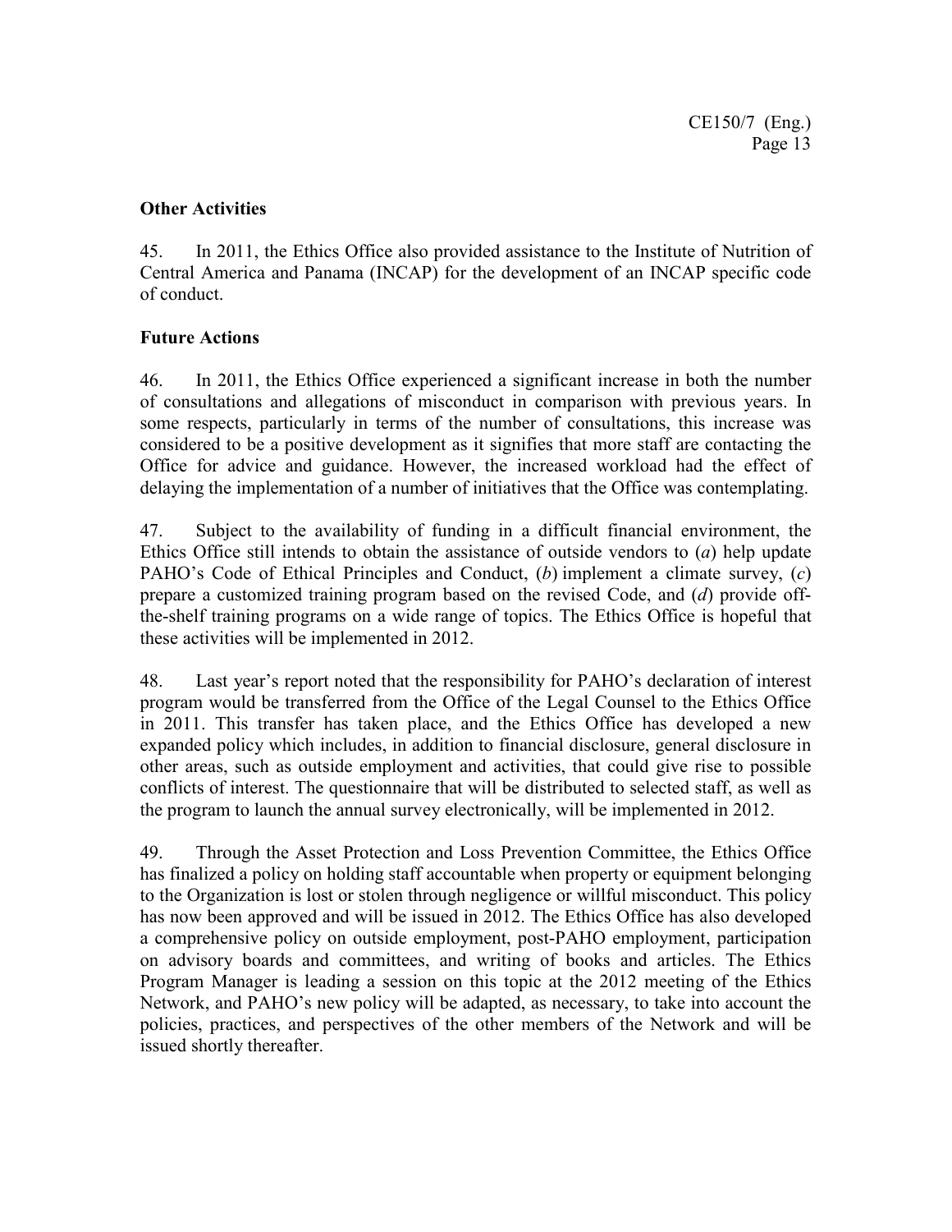**Other Activities**

45. In 2011, the Ethics Office also provided assistance to the Institute of Nutrition of Central America and Panama (INCAP) for the development of an INCAP specific code of conduct.

**Future Actions**

46. In 2011, the Ethics Office experienced a significant increase in both the number of consultations and allegations of misconduct in comparison with previous years. In some respects, particularly in terms of the number of consultations, this increase was considered to be a positive development as it signifies that more staff are contacting the Office for advice and guidance. However, the increased workload had the effect of delaying the implementation of a number of initiatives that the Office was contemplating.

47. Subject to the availability of funding in a difficult financial environment, the Ethics Office still intends to obtain the assistance of outside vendors to (*a*) help update PAHO's Code of Ethical Principles and Conduct, (*b*) implement a climate survey, (*c*) prepare a customized training program based on the revised Code, and (*d*) provide off-the-shelf training programs on a wide range of topics. The Ethics Office is hopeful that these activities will be implemented in 2012.

48. Last year's report noted that the responsibility for PAHO's declaration of interest program would be transferred from the Office of the Legal Counsel to the Ethics Office in 2011. This transfer has taken place, and the Ethics Office has developed a new expanded policy which includes, in addition to financial disclosure, general disclosure in other areas, such as outside employment and activities, that could give rise to possible conflicts of interest. The questionnaire that will be distributed to selected staff, as well as the program to launch the annual survey electronically, will be implemented in 2012.

49. Through the Asset Protection and Loss Prevention Committee, the Ethics Office has finalized a policy on holding staff accountable when property or equipment belonging to the Organization is lost or stolen through negligence or willful misconduct. This policy has now been approved and will be issued in 2012. The Ethics Office has also developed a comprehensive policy on outside employment, post-PAHO employment, participation on advisory boards and committees, and writing of books and articles. The Ethics Program Manager is leading a session on this topic at the 2012 meeting of the Ethics Network, and PAHO's new policy will be adapted, as necessary, to take into account the policies, practices, and perspectives of the other members of the Network and will be issued shortly thereafter.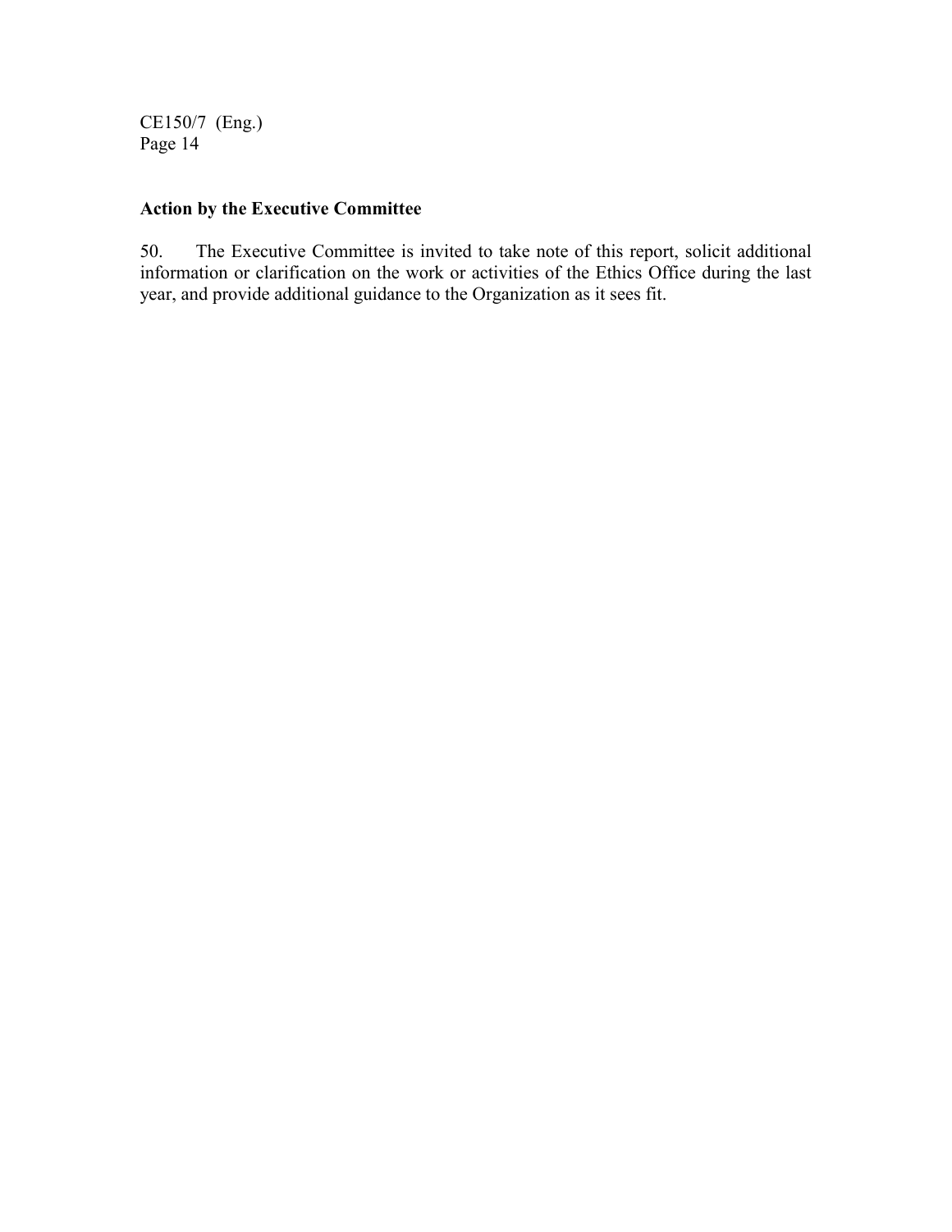## Action by the Executive Committee

50. The Executive Committee is invited to take note of this report, solicit additional information or clarification on the work or activities of the Ethics Office during the last year, and provide additional guidance to the Organization as it sees fit.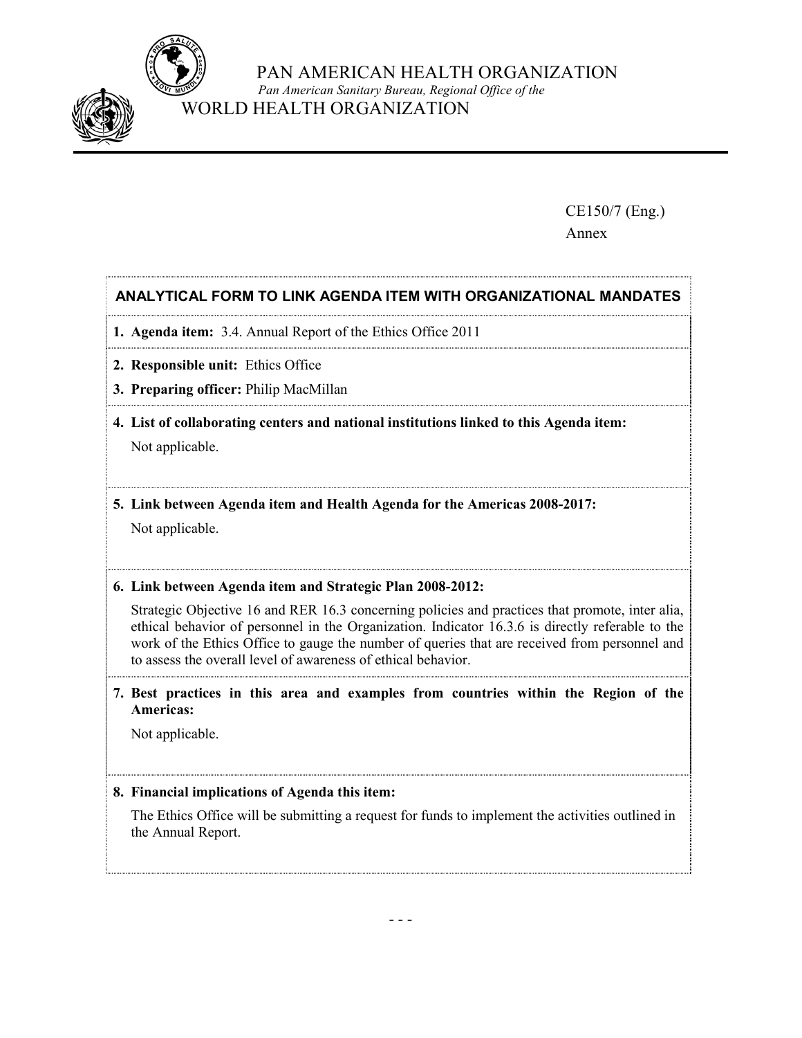PAN AMERICAN HEALTH ORGANIZATION

*Pan American Sanitary Bureau, Regional Office of the*

WORLD HEALTH ORGANIZATION

CE150/7 (Eng.)
Annex

## ANALYTICAL FORM TO LINK AGENDA ITEM WITH ORGANIZATIONAL MANDATES

**1. Agenda item:** 3.4. Annual Report of the Ethics Office 2011

**2. Responsible unit:** Ethics Office

**3. Preparing officer:** Philip MacMillan

**4. List of collaborating centers and national institutions linked to this Agenda item:**

Not applicable.

**5. Link between Agenda item and Health Agenda for the Americas 2008-2017:**

Not applicable.

**6. Link between Agenda item and Strategic Plan 2008-2012:**

Strategic Objective 16 and RER 16.3 concerning policies and practices that promote, inter alia, ethical behavior of personnel in the Organization. Indicator 16.3.6 is directly referable to the work of the Ethics Office to gauge the number of queries that are received from personnel and to assess the overall level of awareness of ethical behavior.

**7. Best practices in this area and examples from countries within the Region of the Americas:**

Not applicable.

**8. Financial implications of Agenda this item:**

The Ethics Office will be submitting a request for funds to implement the activities outlined in the Annual Report.

- - -